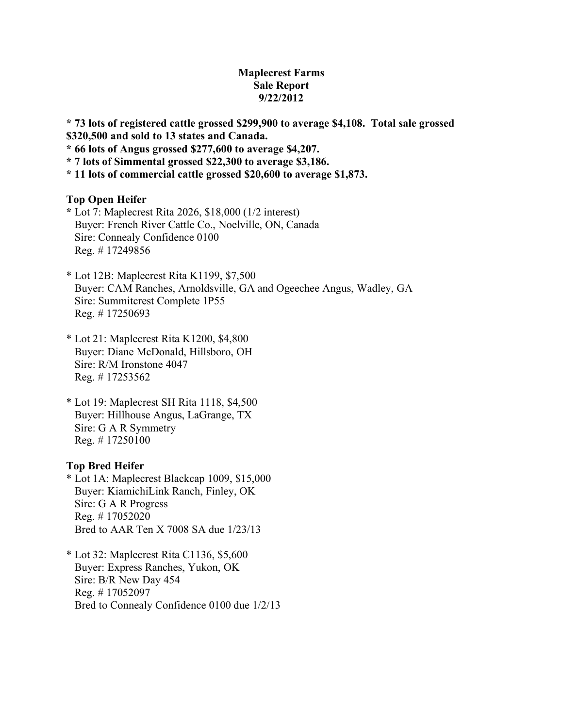**Maplecrest Farms**
**Sale Report**
**9/22/2012**

**\* 73 lots of registered cattle grossed $299,900 to average $4,108. Total sale grossed $320,500 and sold to 13 states and Canada.**
**\* 66 lots of Angus grossed $277,600 to average $4,207.**
**\* 7 lots of Simmental grossed $22,300 to average $3,186.**
**\* 11 lots of commercial cattle grossed $20,600 to average $1,873.**

**Top Open Heifer**

\* Lot 7: Maplecrest Rita 2026, $18,000 (1/2 interest)
Buyer: French River Cattle Co., Noelville, ON, Canada
Sire: Connealy Confidence 0100
Reg. # 17249856

\* Lot 12B: Maplecrest Rita K1199, $7,500
Buyer: CAM Ranches, Arnoldsville, GA and Ogeechee Angus, Wadley, GA
Sire: Summitcrest Complete 1P55
Reg. # 17250693

\* Lot 21: Maplecrest Rita K1200, $4,800
Buyer: Diane McDonald, Hillsboro, OH
Sire: R/M Ironstone 4047
Reg. # 17253562

\* Lot 19: Maplecrest SH Rita 1118, $4,500
Buyer: Hillhouse Angus, LaGrange, TX
Sire: G A R Symmetry
Reg. # 17250100

**Top Bred Heifer**

\* Lot 1A: Maplecrest Blackcap 1009, $15,000
Buyer: KiamichiLink Ranch, Finley, OK
Sire: G A R Progress
Reg. # 17052020
Bred to AAR Ten X 7008 SA due 1/23/13

\* Lot 32: Maplecrest Rita C1136, $5,600
Buyer: Express Ranches, Yukon, OK
Sire: B/R New Day 454
Reg. # 17052097
Bred to Connealy Confidence 0100 due 1/2/13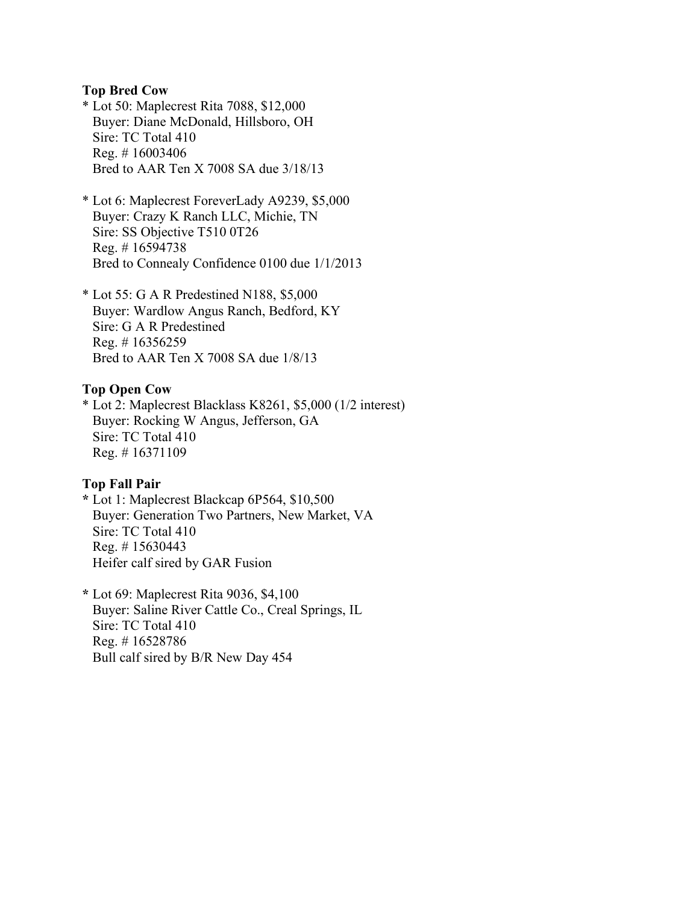**Top Bred Cow**

* Lot 50: Maplecrest Rita 7088, $12,000
  Buyer: Diane McDonald, Hillsboro, OH
  Sire: TC Total 410
  Reg. # 16003406
  Bred to AAR Ten X 7008 SA due 3/18/13

* Lot 6: Maplecrest ForeverLady A9239, $5,000
  Buyer: Crazy K Ranch LLC, Michie, TN
  Sire: SS Objective T510 0T26
  Reg. # 16594738
  Bred to Connealy Confidence 0100 due 1/1/2013

* Lot 55: G A R Predestined N188, $5,000
  Buyer: Wardlow Angus Ranch, Bedford, KY
  Sire: G A R Predestined
  Reg. # 16356259
  Bred to AAR Ten X 7008 SA due 1/8/13

**Top Open Cow**

* Lot 2: Maplecrest Blacklass K8261, $5,000 (1/2 interest)
  Buyer: Rocking W Angus, Jefferson, GA
  Sire: TC Total 410
  Reg. # 16371109

**Top Fall Pair**

* Lot 1: Maplecrest Blackcap 6P564, $10,500
  Buyer: Generation Two Partners, New Market, VA
  Sire: TC Total 410
  Reg. # 15630443
  Heifer calf sired by GAR Fusion

* Lot 69: Maplecrest Rita 9036, $4,100
  Buyer: Saline River Cattle Co., Creal Springs, IL
  Sire: TC Total 410
  Reg. # 16528786
  Bull calf sired by B/R New Day 454